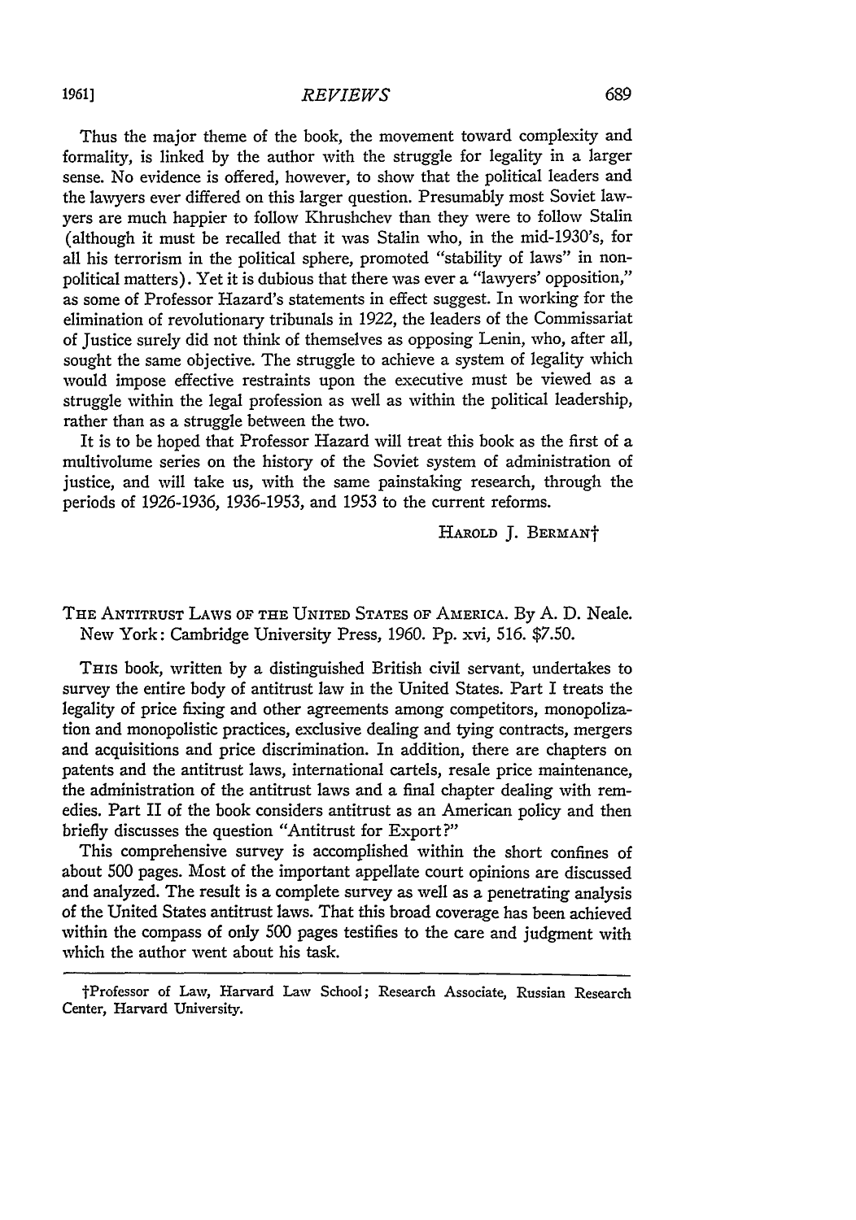Thus the major theme of the book, the movement toward complexity and formality, is linked by the author with the struggle for legality in a larger sense. No evidence is offered, however, to show that the political leaders and the lawyers ever differed on this larger question. Presumably most Soviet lawyers are much happier to follow Khrushchev than they were to follow Stalin (although it must be recalled that it was Stalin who, in the mid-1930's, for all his terrorism in the political sphere, promoted "stability of laws" in non-political matters). Yet it is dubious that there was ever a "lawyers' opposition," as some of Professor Hazard's statements in effect suggest. In working for the elimination of revolutionary tribunals in 1922, the leaders of the Commissariat of Justice surely did not think of themselves as opposing Lenin, who, after all, sought the same objective. The struggle to achieve a system of legality which would impose effective restraints upon the executive must be viewed as a struggle within the legal profession as well as within the political leadership, rather than as a struggle between the two.

It is to be hoped that Professor Hazard will treat this book as the first of a multivolume series on the history of the Soviet system of administration of justice, and will take us, with the same painstaking research, through the periods of 1926-1936, 1936-1953, and 1953 to the current reforms.

HAROLD J. BERMAN†

THE ANTITRUST LAWS OF THE UNITED STATES OF AMERICA. By A. D. Neale. New York: Cambridge University Press, 1960. Pp. xvi, 516. $7.50.

THIS book, written by a distinguished British civil servant, undertakes to survey the entire body of antitrust law in the United States. Part I treats the legality of price fixing and other agreements among competitors, monopolization and monopolistic practices, exclusive dealing and tying contracts, mergers and acquisitions and price discrimination. In addition, there are chapters on patents and the antitrust laws, international cartels, resale price maintenance, the administration of the antitrust laws and a final chapter dealing with remedies. Part II of the book considers antitrust as an American policy and then briefly discusses the question "Antitrust for Export?"

This comprehensive survey is accomplished within the short confines of about 500 pages. Most of the important appellate court opinions are discussed and analyzed. The result is a complete survey as well as a penetrating analysis of the United States antitrust laws. That this broad coverage has been achieved within the compass of only 500 pages testifies to the care and judgment with which the author went about his task.

†Professor of Law, Harvard Law School; Research Associate, Russian Research Center, Harvard University.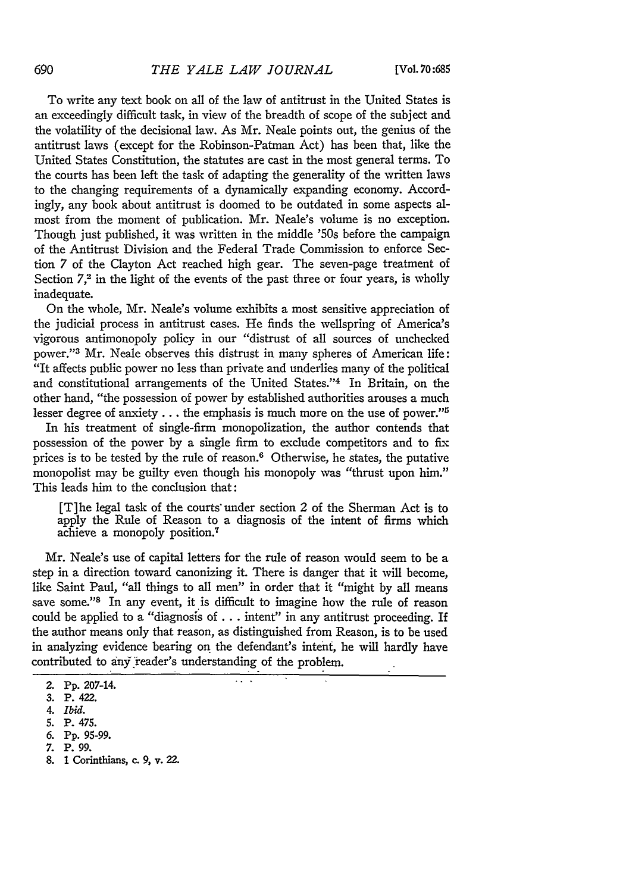To write any text book on all of the law of antitrust in the United States is an exceedingly difficult task, in view of the breadth of scope of the subject and the volatility of the decisional law. As Mr. Neale points out, the genius of the antitrust laws (except for the Robinson-Patman Act) has been that, like the United States Constitution, the statutes are cast in the most general terms. To the courts has been left the task of adapting the generality of the written laws to the changing requirements of a dynamically expanding economy. Accordingly, any book about antitrust is doomed to be outdated in some aspects almost from the moment of publication. Mr. Neale's volume is no exception. Though just published, it was written in the middle '50s before the campaign of the Antitrust Division and the Federal Trade Commission to enforce Section 7 of the Clayton Act reached high gear. The seven-page treatment of Section 7,[2] in the light of the events of the past three or four years, is wholly inadequate.

On the whole, Mr. Neale's volume exhibits a most sensitive appreciation of the judicial process in antitrust cases. He finds the wellspring of America's vigorous antimonopoly policy in our "distrust of all sources of unchecked power."[3] Mr. Neale observes this distrust in many spheres of American life: "It affects public power no less than private and underlies many of the political and constitutional arrangements of the United States."[4] In Britain, on the other hand, "the possession of power by established authorities arouses a much lesser degree of anxiety . . . the emphasis is much more on the use of power."[5]

In his treatment of single-firm monopolization, the author contends that possession of the power by a single firm to exclude competitors and to fix prices is to be tested by the rule of reason.[6] Otherwise, he states, the putative monopolist may be guilty even though his monopoly was "thrust upon him." This leads him to the conclusion that:

> [T]he legal task of the courts under section 2 of the Sherman Act is to apply the Rule of Reason to a diagnosis of the intent of firms which achieve a monopoly position.[7]

Mr. Neale's use of capital letters for the rule of reason would seem to be a step in a direction toward canonizing it. There is danger that it will become, like Saint Paul, "all things to all men" in order that it "might by all means save some."[8] In any event, it is difficult to imagine how the rule of reason could be applied to a "diagnosis of . . . intent" in any antitrust proceeding. If the author means only that reason, as distinguished from Reason, is to be used in analyzing evidence bearing on the defendant's intent, he will hardly have contributed to any reader's understanding of the problem.

---

2. Pp. 207-14.
3. P. 422.
4. *Ibid.*
5. P. 475.
6. Pp. 95-99.
7. P. 99.
8. 1 Corinthians, c. 9, v. 22.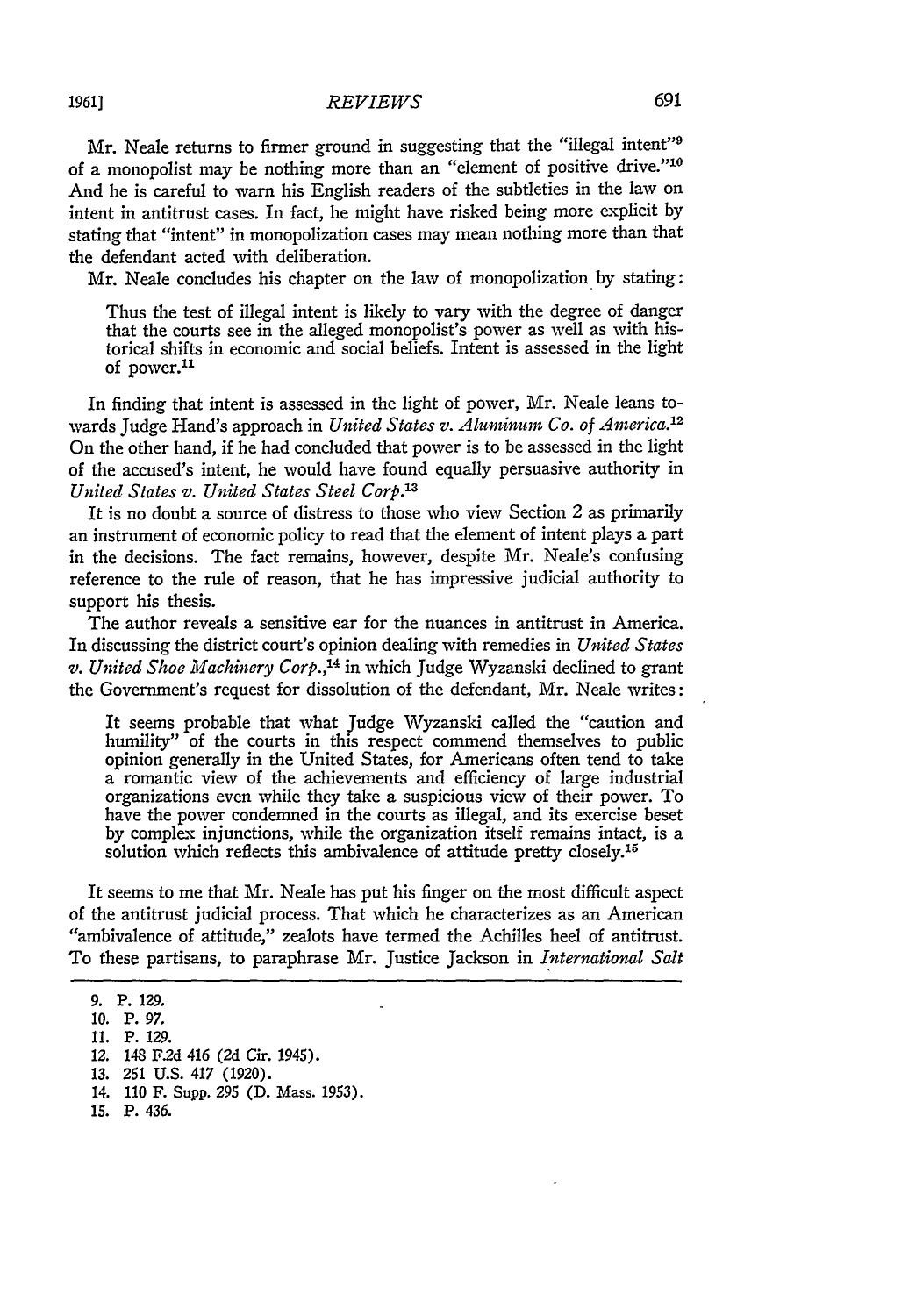Mr. Neale returns to firmer ground in suggesting that the "illegal intent"[9] of a monopolist may be nothing more than an "element of positive drive."[10] And he is careful to warn his English readers of the subtleties in the law on intent in antitrust cases. In fact, he might have risked being more explicit by stating that "intent" in monopolization cases may mean nothing more than that the defendant acted with deliberation.

Mr. Neale concludes his chapter on the law of monopolization by stating:

> Thus the test of illegal intent is likely to vary with the degree of danger that the courts see in the alleged monopolist's power as well as with historical shifts in economic and social beliefs. Intent is assessed in the light of power.[11]

In finding that intent is assessed in the light of power, Mr. Neale leans towards Judge Hand's approach in *United States v. Aluminum Co. of America*.[12] On the other hand, if he had concluded that power is to be assessed in the light of the accused's intent, he would have found equally persuasive authority in *United States v. United States Steel Corp.*[13]

It is no doubt a source of distress to those who view Section 2 as primarily an instrument of economic policy to read that the element of intent plays a part in the decisions. The fact remains, however, despite Mr. Neale's confusing reference to the rule of reason, that he has impressive judicial authority to support his thesis.

The author reveals a sensitive ear for the nuances in antitrust in America. In discussing the district court's opinion dealing with remedies in *United States v. United Shoe Machinery Corp.*,[14] in which Judge Wyzanski declined to grant the Government's request for dissolution of the defendant, Mr. Neale writes:

> It seems probable that what Judge Wyzanski called the "caution and humility" of the courts in this respect commend themselves to public opinion generally in the United States, for Americans often tend to take a romantic view of the achievements and efficiency of large industrial organizations even while they take a suspicious view of their power. To have the power condemned in the courts as illegal, and its exercise beset by complex injunctions, while the organization itself remains intact, is a solution which reflects this ambivalence of attitude pretty closely.[15]

It seems to me that Mr. Neale has put his finger on the most difficult aspect of the antitrust judicial process. That which he characterizes as an American "ambivalence of attitude," zealots have termed the Achilles heel of antitrust. To these partisans, to paraphrase Mr. Justice Jackson in *International Salt*

9. P. 129.
10. P. 97.
11. P. 129.
12. 148 F.2d 416 (2d Cir. 1945).
13. 251 U.S. 417 (1920).
14. 110 F. Supp. 295 (D. Mass. 1953).
15. P. 436.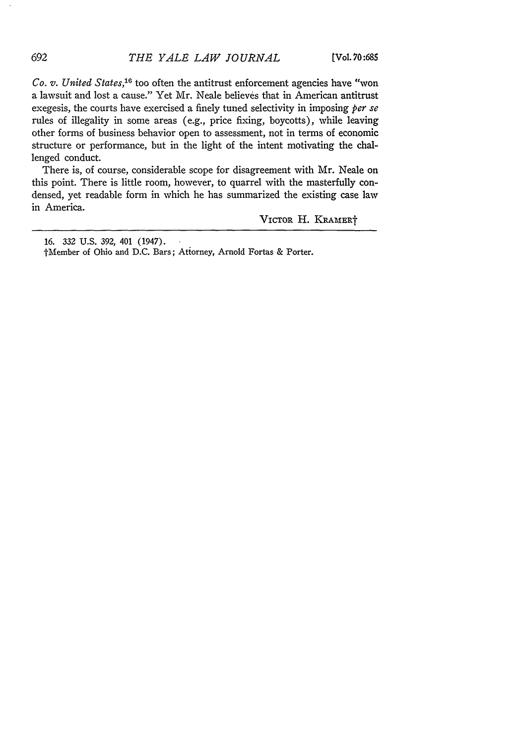*Co. v. United States,*[16] too often the antitrust enforcement agencies have "won a lawsuit and lost a cause." Yet Mr. Neale believes that in American antitrust exegesis, the courts have exercised a finely tuned selectivity in imposing *per se* rules of illegality in some areas (e.g., price fixing, boycotts), while leaving other forms of business behavior open to assessment, not in terms of economic structure or performance, but in the light of the intent motivating the challenged conduct.

There is, of course, considerable scope for disagreement with Mr. Neale on this point. There is little room, however, to quarrel with the masterfully condensed, yet readable form in which he has summarized the existing case law in America.

VICTOR H. KRAMER†

---

16. 332 U.S. 392, 401 (1947).

†Member of Ohio and D.C. Bars; Attorney, Arnold Fortas & Porter.